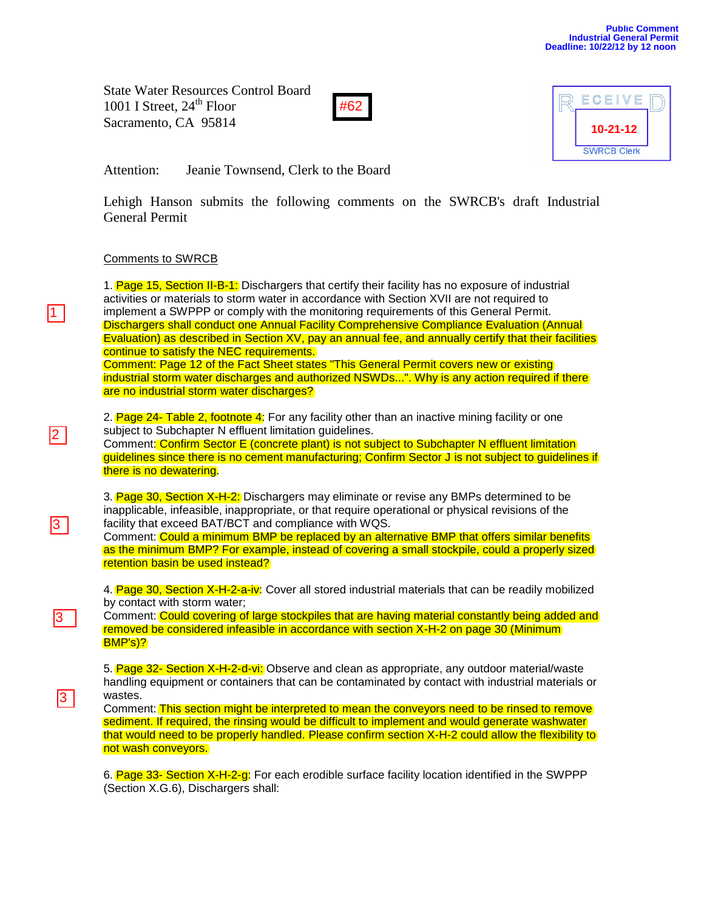Public Comment
Industrial General Permit
Deadline: 10/22/12 by 12 noon

State Water Resources Control Board
1001 I Street, 24th Floor
Sacramento, CA 95814

#62

RECEIVED
10-21-12
SWRCB Clerk

Attention: Jeanie Townsend, Clerk to the Board

Lehigh Hanson submits the following comments on the SWRCB's draft Industrial General Permit

Comments to SWRCB

1

1. Page 15, Section II-B-1: Dischargers that certify their facility has no exposure of industrial activities or materials to storm water in accordance with Section XVII are not required to implement a SWPPP or comply with the monitoring requirements of this General Permit. Dischargers shall conduct one Annual Facility Comprehensive Compliance Evaluation (Annual Evaluation) as described in Section XV, pay an annual fee, and annually certify that their facilities continue to satisfy the NEC requirements.
Comment: Page 12 of the Fact Sheet states "This General Permit covers new or existing industrial storm water discharges and authorized NSWDs...". Why is any action required if there are no industrial storm water discharges?

2

2. Page 24- Table 2, footnote 4: For any facility other than an inactive mining facility or one subject to Subchapter N effluent limitation guidelines.
Comment: Confirm Sector E (concrete plant) is not subject to Subchapter N effluent limitation guidelines since there is no cement manufacturing; Confirm Sector J is not subject to guidelines if there is no dewatering.

3

3. Page 30, Section X-H-2: Dischargers may eliminate or revise any BMPs determined to be inapplicable, infeasible, inappropriate, or that require operational or physical revisions of the facility that exceed BAT/BCT and compliance with WQS.
Comment: Could a minimum BMP be replaced by an alternative BMP that offers similar benefits as the minimum BMP? For example, instead of covering a small stockpile, could a properly sized retention basin be used instead?

3

4. Page 30, Section X-H-2-a-iv: Cover all stored industrial materials that can be readily mobilized by contact with storm water;
Comment: Could covering of large stockpiles that are having material constantly being added and removed be considered infeasible in accordance with section X-H-2 on page 30 (Minimum BMP's)?

3

5. Page 32- Section X-H-2-d-vi: Observe and clean as appropriate, any outdoor material/waste handling equipment or containers that can be contaminated by contact with industrial materials or wastes.
Comment: This section might be interpreted to mean the conveyors need to be rinsed to remove sediment. If required, the rinsing would be difficult to implement and would generate washwater that would need to be properly handled. Please confirm section X-H-2 could allow the flexibility to not wash conveyors.

6. Page 33- Section X-H-2-g: For each erodible surface facility location identified in the SWPPP (Section X.G.6), Dischargers shall: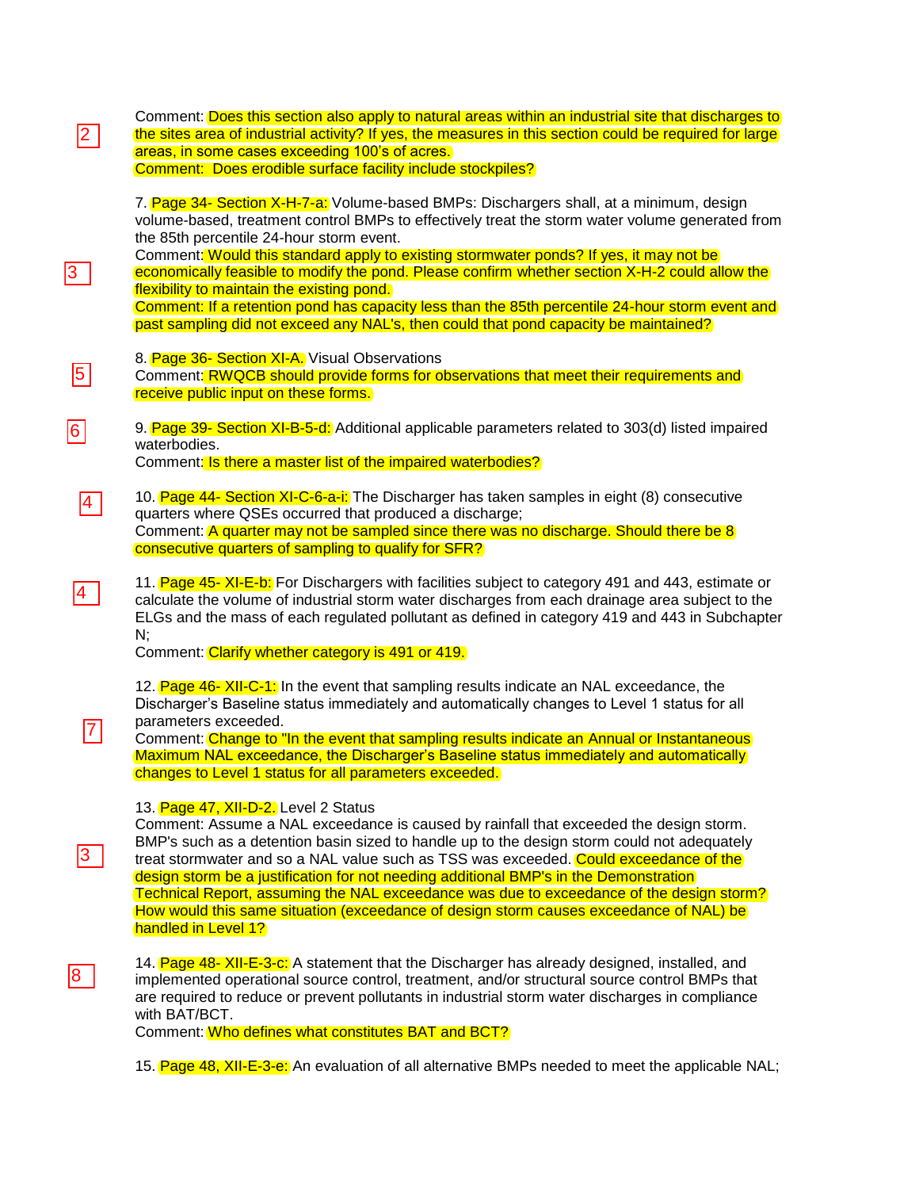2

Comment: Does this section also apply to natural areas within an industrial site that discharges to the sites area of industrial activity? If yes, the measures in this section could be required for large areas, in some cases exceeding 100's of acres.
Comment: Does erodible surface facility include stockpiles?

3

7. Page 34- Section X-H-7-a: Volume-based BMPs: Dischargers shall, at a minimum, design volume-based, treatment control BMPs to effectively treat the storm water volume generated from the 85th percentile 24-hour storm event.
Comment: Would this standard apply to existing stormwater ponds? If yes, it may not be economically feasible to modify the pond. Please confirm whether section X-H-2 could allow the flexibility to maintain the existing pond.
Comment: If a retention pond has capacity less than the 85th percentile 24-hour storm event and past sampling did not exceed any NAL's, then could that pond capacity be maintained?

5

8. Page 36- Section XI-A. Visual Observations
Comment: RWQCB should provide forms for observations that meet their requirements and receive public input on these forms.

6

9. Page 39- Section XI-B-5-d: Additional applicable parameters related to 303(d) listed impaired waterbodies.
Comment: Is there a master list of the impaired waterbodies?

4

10. Page 44- Section XI-C-6-a-i: The Discharger has taken samples in eight (8) consecutive quarters where QSEs occurred that produced a discharge;
Comment: A quarter may not be sampled since there was no discharge. Should there be 8 consecutive quarters of sampling to qualify for SFR?

4

11. Page 45- XI-E-b: For Dischargers with facilities subject to category 491 and 443, estimate or calculate the volume of industrial storm water discharges from each drainage area subject to the ELGs and the mass of each regulated pollutant as defined in category 419 and 443 in Subchapter N;
Comment: Clarify whether category is 491 or 419.

7

12. Page 46- XII-C-1: In the event that sampling results indicate an NAL exceedance, the Discharger's Baseline status immediately and automatically changes to Level 1 status for all parameters exceeded.
Comment: Change to "In the event that sampling results indicate an Annual or Instantaneous Maximum NAL exceedance, the Discharger's Baseline status immediately and automatically changes to Level 1 status for all parameters exceeded.

3

13. Page 47, XII-D-2. Level 2 Status
Comment: Assume a NAL exceedance is caused by rainfall that exceeded the design storm. BMP's such as a detention basin sized to handle up to the design storm could not adequately treat stormwater and so a NAL value such as TSS was exceeded. Could exceedance of the design storm be a justification for not needing additional BMP's in the Demonstration Technical Report, assuming the NAL exceedance was due to exceedance of the design storm? How would this same situation (exceedance of design storm causes exceedance of NAL) be handled in Level 1?

8

14. Page 48- XII-E-3-c: A statement that the Discharger has already designed, installed, and implemented operational source control, treatment, and/or structural source control BMPs that are required to reduce or prevent pollutants in industrial storm water discharges in compliance with BAT/BCT.
Comment: Who defines what constitutes BAT and BCT?

15. Page 48, XII-E-3-e: An evaluation of all alternative BMPs needed to meet the applicable NAL;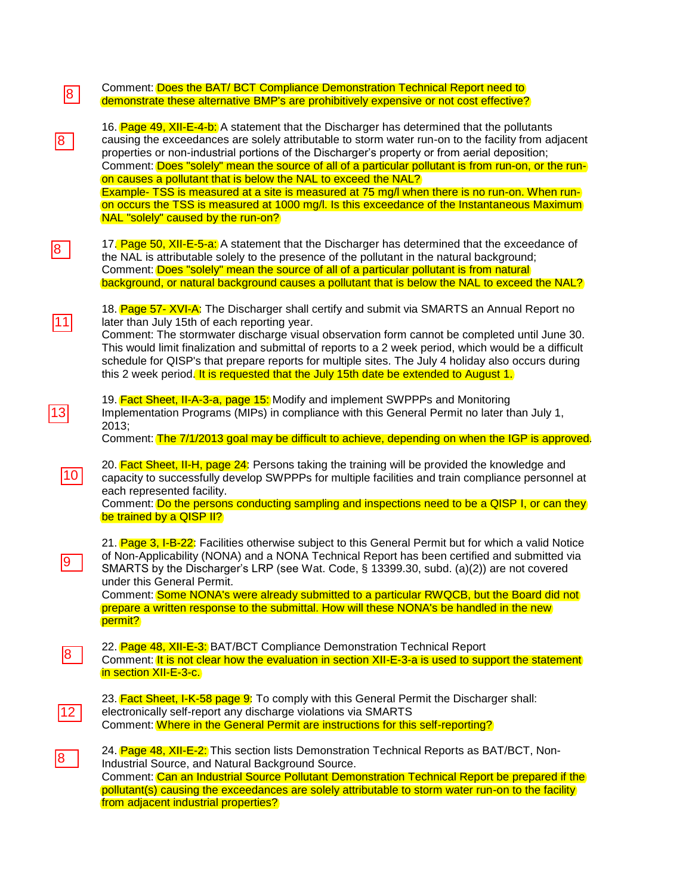8

Comment: Does the BAT/ BCT Compliance Demonstration Technical Report need to demonstrate these alternative BMP's are prohibitively expensive or not cost effective?

8

16. Page 49, XII-E-4-b: A statement that the Discharger has determined that the pollutants causing the exceedances are solely attributable to storm water run-on to the facility from adjacent properties or non-industrial portions of the Discharger's property or from aerial deposition;
Comment: Does "solely" mean the source of all of a particular pollutant is from run-on, or the run-on causes a pollutant that is below the NAL to exceed the NAL?
Example- TSS is measured at a site is measured at 75 mg/l when there is no run-on. When run-on occurs the TSS is measured at 1000 mg/l. Is this exceedance of the Instantaneous Maximum NAL "solely" caused by the run-on?

8

17. Page 50, XII-E-5-a: A statement that the Discharger has determined that the exceedance of the NAL is attributable solely to the presence of the pollutant in the natural background;
Comment: Does "solely" mean the source of all of a particular pollutant is from natural background, or natural background causes a pollutant that is below the NAL to exceed the NAL?

11

18. Page 57- XVI-A: The Discharger shall certify and submit via SMARTS an Annual Report no later than July 15th of each reporting year.
Comment: The stormwater discharge visual observation form cannot be completed until June 30. This would limit finalization and submittal of reports to a 2 week period, which would be a difficult schedule for QISP's that prepare reports for multiple sites. The July 4 holiday also occurs during this 2 week period. It is requested that the July 15th date be extended to August 1.

13

19. Fact Sheet, II-A-3-a, page 15: Modify and implement SWPPPs and Monitoring Implementation Programs (MIPs) in compliance with this General Permit no later than July 1, 2013;
Comment: The 7/1/2013 goal may be difficult to achieve, depending on when the IGP is approved.

10

20. Fact Sheet, II-H, page 24: Persons taking the training will be provided the knowledge and capacity to successfully develop SWPPPs for multiple facilities and train compliance personnel at each represented facility.
Comment: Do the persons conducting sampling and inspections need to be a QISP I, or can they be trained by a QISP II?

9

21. Page 3, I-B-22: Facilities otherwise subject to this General Permit but for which a valid Notice of Non-Applicability (NONA) and a NONA Technical Report has been certified and submitted via SMARTS by the Discharger's LRP (see Wat. Code, § 13399.30, subd. (a)(2)) are not covered under this General Permit.
Comment: Some NONA's were already submitted to a particular RWQCB, but the Board did not prepare a written response to the submittal. How will these NONA's be handled in the new permit?

8

22. Page 48, XII-E-3: BAT/BCT Compliance Demonstration Technical Report
Comment: It is not clear how the evaluation in section XII-E-3-a is used to support the statement in section XII-E-3-c.

12

23. Fact Sheet, I-K-58 page 9: To comply with this General Permit the Discharger shall: electronically self-report any discharge violations via SMARTS
Comment: Where in the General Permit are instructions for this self-reporting?

8

24. Page 48, XII-E-2: This section lists Demonstration Technical Reports as BAT/BCT, Non-Industrial Source, and Natural Background Source.
Comment: Can an Industrial Source Pollutant Demonstration Technical Report be prepared if the pollutant(s) causing the exceedances are solely attributable to storm water run-on to the facility from adjacent industrial properties?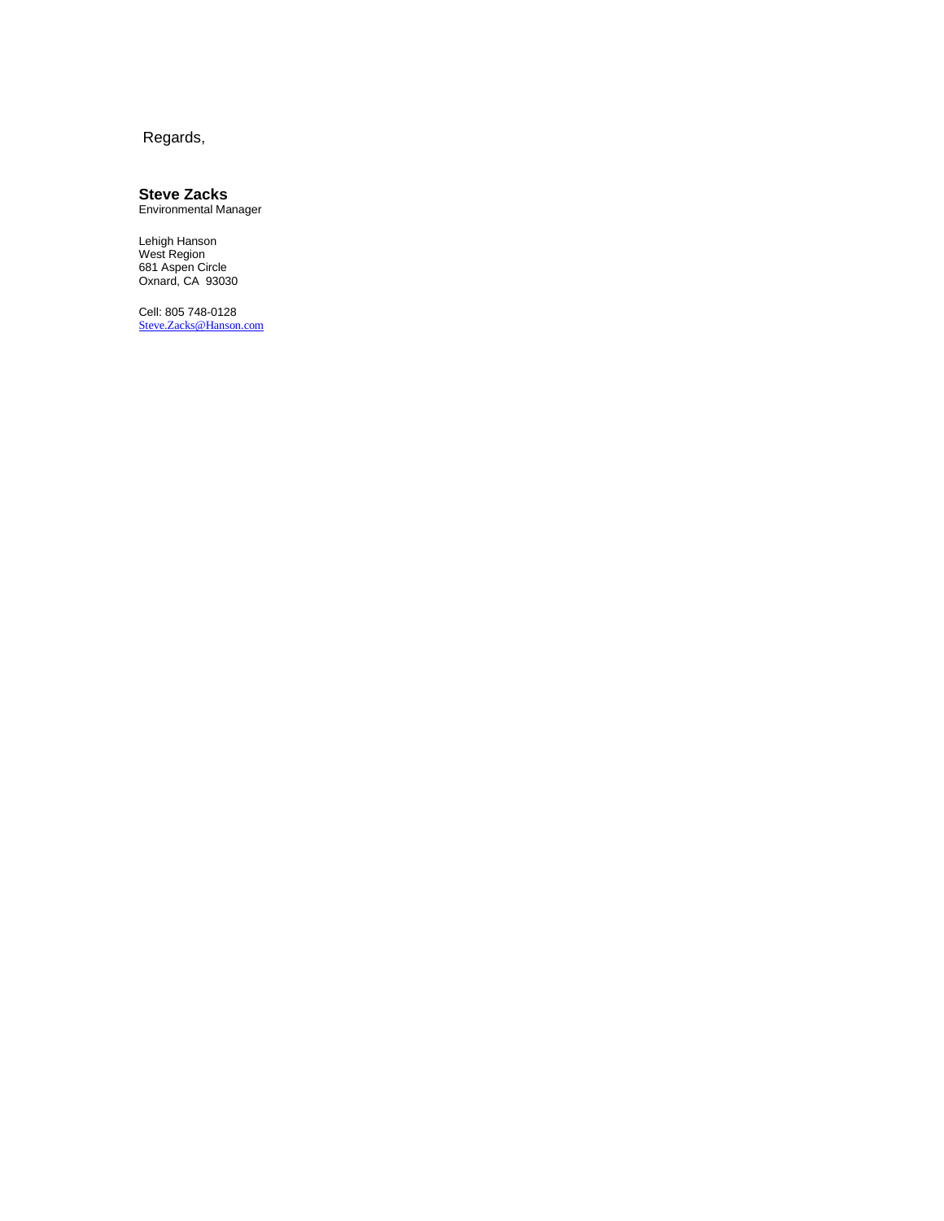Regards,

**Steve Zacks**
Environmental Manager

Lehigh Hanson
West Region
681 Aspen Circle
Oxnard, CA  93030

Cell: 805 748-0128
Steve.Zacks@Hanson.com